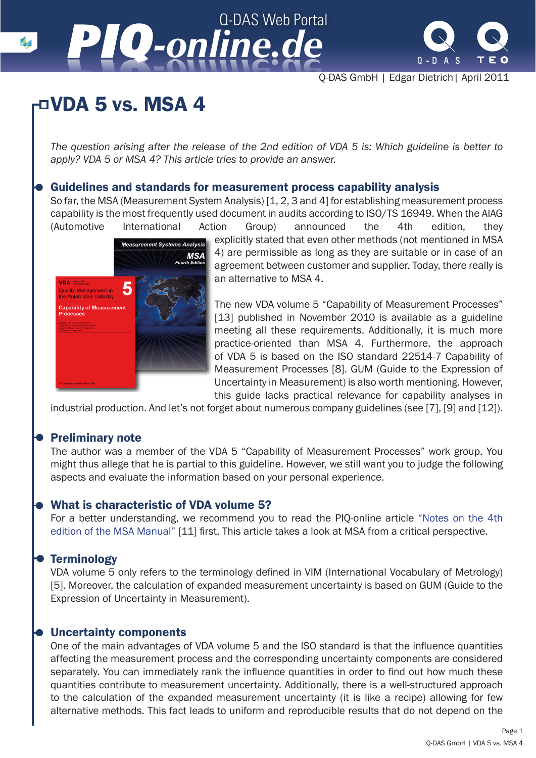Q-DAS GmbH | Edgar Dietrich| April 2011

# VDA 5 vs. MSA 4

*The question arising after the release of the 2nd edition of VDA 5 is: Which guideline is better to apply? VDA 5 or MSA 4? This article tries to provide an answer.*

## Guidelines and standards for measurement process capability analysis

So far, the MSA (Measurement System Analysis) [1, 2, 3 and 4] for establishing measurement process capability is the most frequently used document in audits according to ISO/TS 16949. When the AIAG (Automotive International Action Group) announced the 4th edition, they explicitly stated that even other methods (not mentioned in MSA 4) are permissible as long as they are suitable or in case of an agreement between customer and supplier. Today, there really is an alternative to MSA 4.

The new VDA volume 5 "Capability of Measurement Processes" [13] published in November 2010 is available as a guideline meeting all these requirements. Additionally, it is much more practice-oriented than MSA 4. Furthermore, the approach of VDA 5 is based on the ISO standard 22514-7 Capability of Measurement Processes [8]. GUM (Guide to the Expression of Uncertainty in Measurement) is also worth mentioning. However, this guide lacks practical relevance for capability analyses in industrial production. And let's not forget about numerous company guidelines (see [7], [9] and [12]).

## Preliminary note

The author was a member of the VDA 5 "Capability of Measurement Processes" work group. You might thus allege that he is partial to this guideline. However, we still want you to judge the following aspects and evaluate the information based on your personal experience.

## What is characteristic of VDA volume 5?

For a better understanding, we recommend you to read the PIQ-online article "Notes on the 4th edition of the MSA Manual" [11] first. This article takes a look at MSA from a critical perspective.

## Terminology

VDA volume 5 only refers to the terminology defined in VIM (International Vocabulary of Metrology) [5]. Moreover, the calculation of expanded measurement uncertainty is based on GUM (Guide to the Expression of Uncertainty in Measurement).

## Uncertainty components

One of the main advantages of VDA volume 5 and the ISO standard is that the influence quantities affecting the measurement process and the corresponding uncertainty components are considered separately. You can immediately rank the influence quantities in order to find out how much these quantities contribute to measurement uncertainty. Additionally, there is a well-structured approach to the calculation of the expanded measurement uncertainty (it is like a recipe) allowing for few alternative methods. This fact leads to uniform and reproducible results that do not depend on the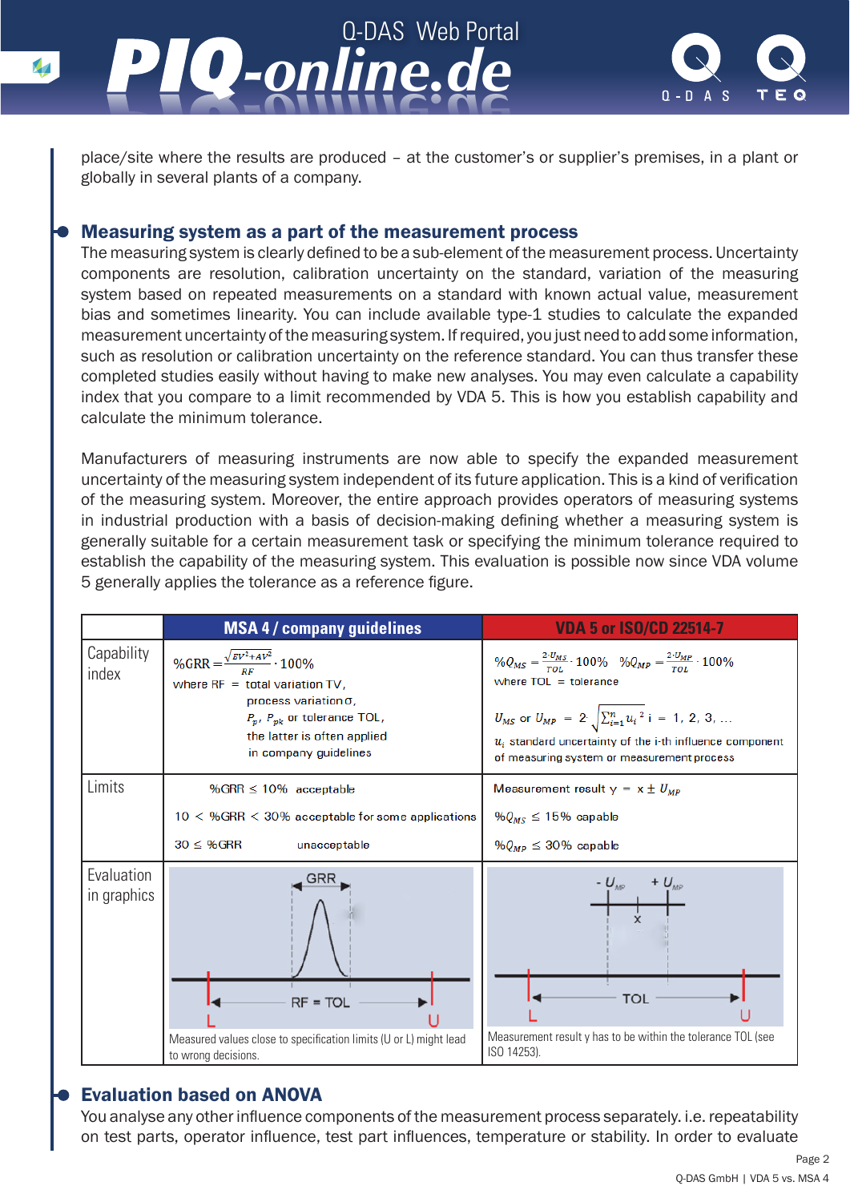place/site where the results are produced – at the customer's or supplier's premises, in a plant or globally in several plants of a company.

## Measuring system as a part of the measurement process

The measuring system is clearly defined to be a sub-element of the measurement process. Uncertainty components are resolution, calibration uncertainty on the standard, variation of the measuring system based on repeated measurements on a standard with known actual value, measurement bias and sometimes linearity. You can include available type-1 studies to calculate the expanded measurement uncertainty of the measuring system. If required, you just need to add some information, such as resolution or calibration uncertainty on the reference standard. You can thus transfer these completed studies easily without having to make new analyses. You may even calculate a capability index that you compare to a limit recommended by VDA 5. This is how you establish capability and calculate the minimum tolerance.

Manufacturers of measuring instruments are now able to specify the expanded measurement uncertainty of the measuring system independent of its future application. This is a kind of verification of the measuring system. Moreover, the entire approach provides operators of measuring systems in industrial production with a basis of decision-making defining whether a measuring system is generally suitable for a certain measurement task or specifying the minimum tolerance required to establish the capability of the measuring system. This evaluation is possible now since VDA volume 5 generally applies the tolerance as a reference figure.

| | MSA 4 / company guidelines | VDA 5 or ISO/CD 22514-7 |
|---|---|---|
| Capability index | $\%GRR = \frac{\sqrt{EV^2 + AV^2}}{RF} \cdot 100\%$<br>where RF = total variation TV, process variation $\sigma$, $P_p$, $P_{pk}$ or tolerance TOL, the latter is often applied in company guidelines | $\%Q_{MS} = \frac{2 \cdot U_{MS}}{TOL} \cdot 100\%$ $\%Q_{MP} = \frac{2 \cdot U_{MP}}{TOL} \cdot 100\%$<br>where TOL = tolerance<br>$U_{MS}$ or $U_{MP} = 2 \cdot \sqrt{\sum_{i=1}^{n} u_i^{\,2}}$ i = 1, 2, 3, ...<br>$u_i$ standard uncertainty of the i-th influence component of measuring system or measurement process |
| Limits | $\%GRR \leq 10\%$ acceptable<br>$10 < \%GRR < 30\%$ acceptable for some applications<br>$30 \leq \%GRR$ unacceptable | Measurement result $y = x \pm U_{MP}$<br>$\%Q_{MS} \leq 15\%$ capable<br>$\%Q_{MP} \leq 30\%$ capable |
| Evaluation in graphics | GRR; L; U; RF = TOL<br>Measured values close to specification limits (U or L) might lead to wrong decisions. | $-U_{MP}$; $+U_{MP}$; x; L; U; TOL<br>Measurement result y has to be within the tolerance TOL (see ISO 14253). |

## Evaluation based on ANOVA

You analyse any other influence components of the measurement process separately. i.e. repeatability on test parts, operator influence, test part influences, temperature or stability. In order to evaluate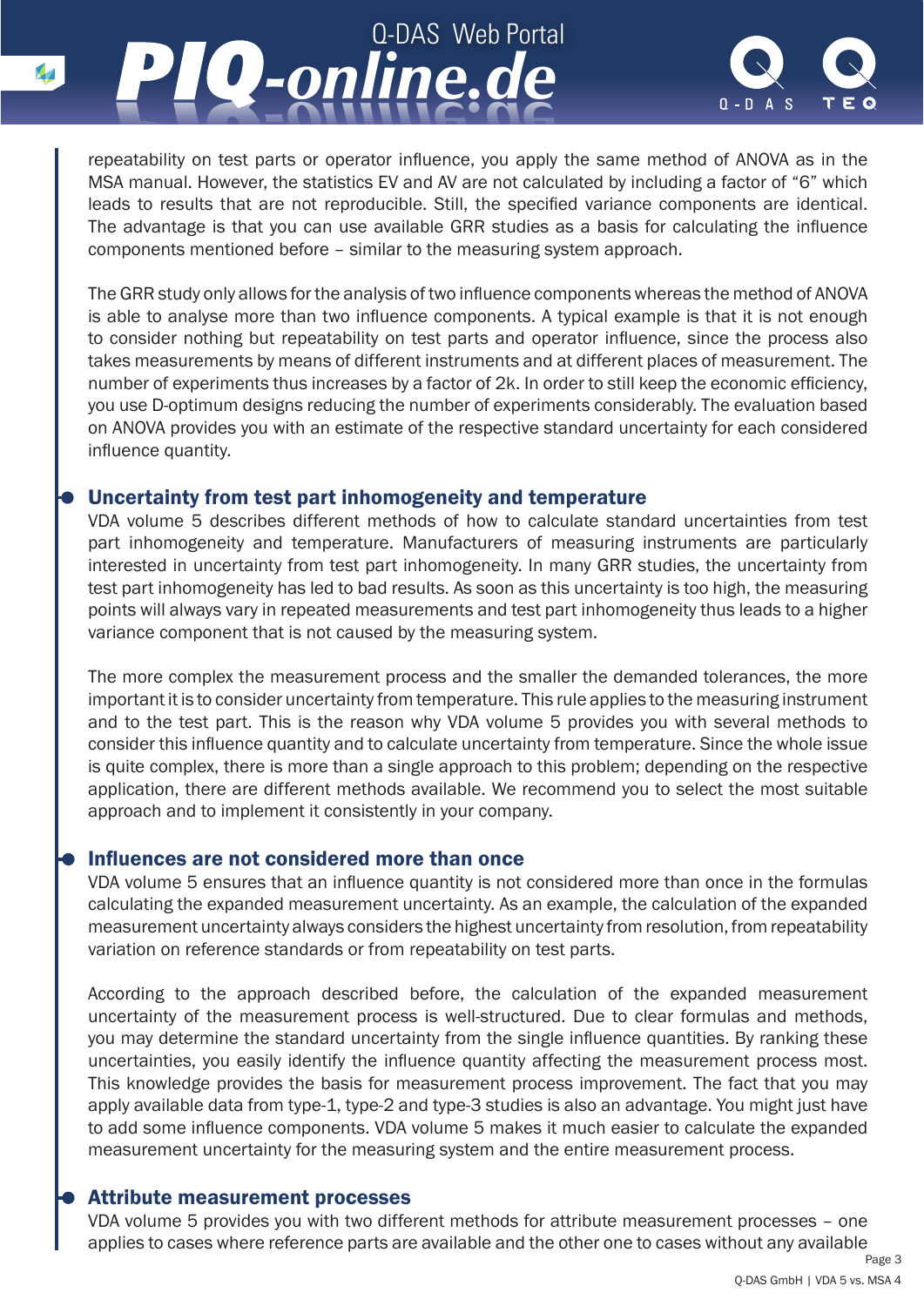repeatability on test parts or operator influence, you apply the same method of ANOVA as in the MSA manual. However, the statistics EV and AV are not calculated by including a factor of "6" which leads to results that are not reproducible. Still, the specified variance components are identical. The advantage is that you can use available GRR studies as a basis for calculating the influence components mentioned before – similar to the measuring system approach.

The GRR study only allows for the analysis of two influence components whereas the method of ANOVA is able to analyse more than two influence components. A typical example is that it is not enough to consider nothing but repeatability on test parts and operator influence, since the process also takes measurements by means of different instruments and at different places of measurement. The number of experiments thus increases by a factor of 2k. In order to still keep the economic efficiency, you use D-optimum designs reducing the number of experiments considerably. The evaluation based on ANOVA provides you with an estimate of the respective standard uncertainty for each considered influence quantity.

## Uncertainty from test part inhomogeneity and temperature

VDA volume 5 describes different methods of how to calculate standard uncertainties from test part inhomogeneity and temperature. Manufacturers of measuring instruments are particularly interested in uncertainty from test part inhomogeneity. In many GRR studies, the uncertainty from test part inhomogeneity has led to bad results. As soon as this uncertainty is too high, the measuring points will always vary in repeated measurements and test part inhomogeneity thus leads to a higher variance component that is not caused by the measuring system.

The more complex the measurement process and the smaller the demanded tolerances, the more important it is to consider uncertainty from temperature. This rule applies to the measuring instrument and to the test part. This is the reason why VDA volume 5 provides you with several methods to consider this influence quantity and to calculate uncertainty from temperature. Since the whole issue is quite complex, there is more than a single approach to this problem; depending on the respective application, there are different methods available. We recommend you to select the most suitable approach and to implement it consistently in your company.

## Influences are not considered more than once

VDA volume 5 ensures that an influence quantity is not considered more than once in the formulas calculating the expanded measurement uncertainty. As an example, the calculation of the expanded measurement uncertainty always considers the highest uncertainty from resolution, from repeatability variation on reference standards or from repeatability on test parts.

According to the approach described before, the calculation of the expanded measurement uncertainty of the measurement process is well-structured. Due to clear formulas and methods, you may determine the standard uncertainty from the single influence quantities. By ranking these uncertainties, you easily identify the influence quantity affecting the measurement process most. This knowledge provides the basis for measurement process improvement. The fact that you may apply available data from type-1, type-2 and type-3 studies is also an advantage. You might just have to add some influence components. VDA volume 5 makes it much easier to calculate the expanded measurement uncertainty for the measuring system and the entire measurement process.

## Attribute measurement processes

VDA volume 5 provides you with two different methods for attribute measurement processes – one applies to cases where reference parts are available and the other one to cases without any available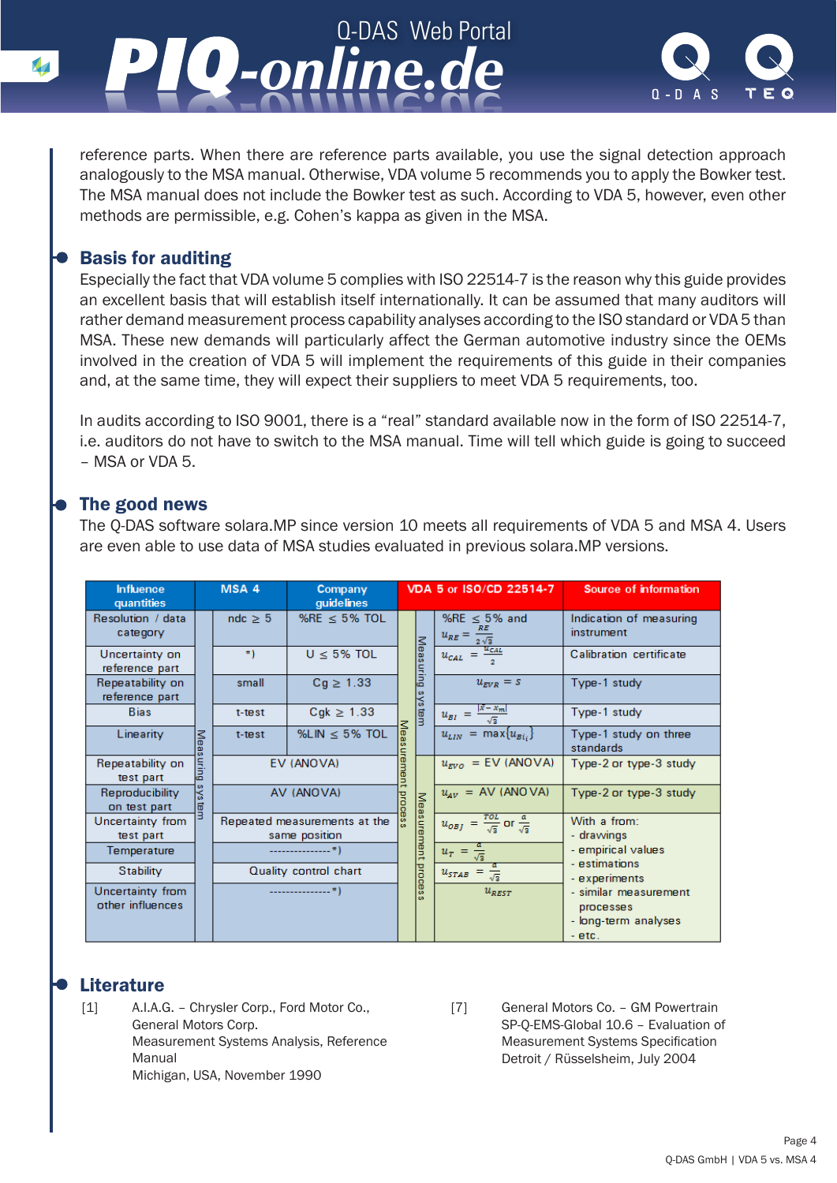reference parts. When there are reference parts available, you use the signal detection approach analogously to the MSA manual. Otherwise, VDA volume 5 recommends you to apply the Bowker test. The MSA manual does not include the Bowker test as such. According to VDA 5, however, even other methods are permissible, e.g. Cohen's kappa as given in the MSA.

## Basis for auditing

Especially the fact that VDA volume 5 complies with ISO 22514-7 is the reason why this guide provides an excellent basis that will establish itself internationally. It can be assumed that many auditors will rather demand measurement process capability analyses according to the ISO standard or VDA 5 than MSA. These new demands will particularly affect the German automotive industry since the OEMs involved in the creation of VDA 5 will implement the requirements of this guide in their companies and, at the same time, they will expect their suppliers to meet VDA 5 requirements, too.

In audits according to ISO 9001, there is a "real" standard available now in the form of ISO 22514-7, i.e. auditors do not have to switch to the MSA manual. Time will tell which guide is going to succeed – MSA or VDA 5.

## The good news

The Q-DAS software solara.MP since version 10 meets all requirements of VDA 5 and MSA 4. Users are even able to use data of MSA studies evaluated in previous solara.MP versions.

| Influence quantities | | MSA 4 | Company guidelines | VDA 5 or ISO/CD 22514-7 | | | Source of information |
|---|---|---|---|---|---|---|---|
| Resolution / data category | Measuring system | ndc ≥ 5 | %RE ≤ 5% TOL | Measurement process | Measuring system | %RE ≤ 5% and $u_{RE} = \frac{RE}{2\sqrt{3}}$ | Indication of measuring instrument |
| Uncertainty on reference part | | *) | U ≤ 5% TOL | | | $u_{CAL} = \frac{U_{CAL}}{2}$ | Calibration certificate |
| Repeatability on reference part | | small | Cg ≥ 1.33 | | | $u_{EVR} = s$ | Type-1 study |
| Bias | | t-test | Cgk ≥ 1.33 | | | $u_{BI} = \frac{\lvert\bar{x} - x_m\rvert}{\sqrt{3}}$ | Type-1 study |
| Linearity | | t-test | %LIN ≤ 5% TOL | | | $u_{LIN} = \max\{u_{Bi_i}\}$ | Type-1 study on three standards |
| Repeatability on test part | | EV (ANOVA) | | | Measurement process | $u_{EVO}$ = EV (ANOVA) | Type-2 or type-3 study |
| Reproducibility on test part | | AV (ANOVA) | | | | $u_{AV}$ = AV (ANOVA) | Type-2 or type-3 study |
| Uncertainty from test part | | Repeated measurements at the same position | | | | $u_{OBJ} = \frac{TOL}{\sqrt{3}}$ or $\frac{a}{\sqrt{3}}$ | With a from: - drawings - empirical values - estimations - experiments - similar measurement processes - long-term analyses - etc. |
| Temperature | | ---------------*) | | | | $u_T = \frac{a}{\sqrt{3}}$ | |
| Stability | | Quality control chart | | | | $u_{STAB} = \frac{a}{\sqrt{3}}$ | |
| Uncertainty from other influences | | ---------------*) | | | | $u_{REST}$ | |

## Literature

[1] A.I.A.G. – Chrysler Corp., Ford Motor Co., General Motors Corp.
Measurement Systems Analysis, Reference Manual
Michigan, USA, November 1990

[7] General Motors Co. – GM Powertrain
SP-Q-EMS-Global 10.6 – Evaluation of Measurement Systems Specification
Detroit / Rüsselsheim, July 2004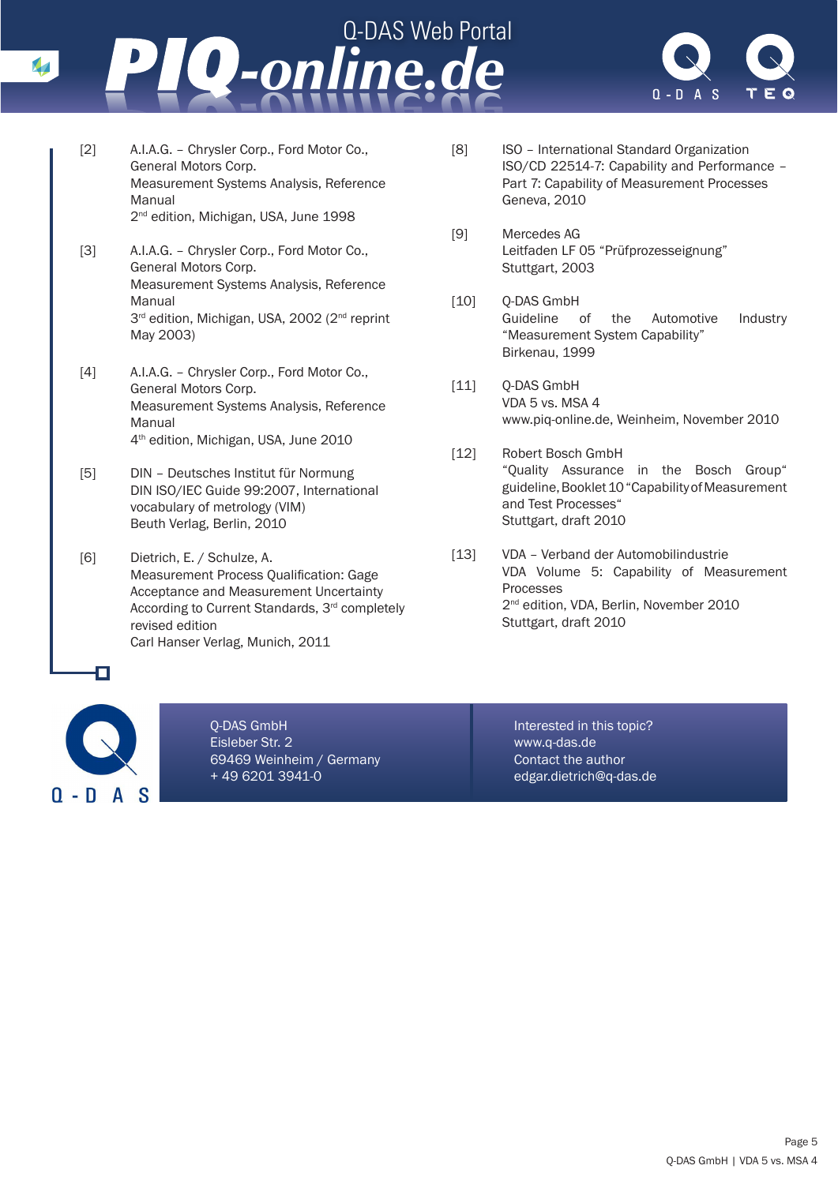[2] A.I.A.G. – Chrysler Corp., Ford Motor Co., General Motors Corp.
Measurement Systems Analysis, Reference Manual
2nd edition, Michigan, USA, June 1998

[3] A.I.A.G. – Chrysler Corp., Ford Motor Co., General Motors Corp.
Measurement Systems Analysis, Reference Manual
3rd edition, Michigan, USA, 2002 (2nd reprint May 2003)

[4] A.I.A.G. – Chrysler Corp., Ford Motor Co., General Motors Corp.
Measurement Systems Analysis, Reference Manual
4th edition, Michigan, USA, June 2010

[5] DIN – Deutsches Institut für Normung
DIN ISO/IEC Guide 99:2007, International vocabulary of metrology (VIM)
Beuth Verlag, Berlin, 2010

[6] Dietrich, E. / Schulze, A.
Measurement Process Qualification: Gage Acceptance and Measurement Uncertainty According to Current Standards, 3rd completely revised edition
Carl Hanser Verlag, Munich, 2011

[8] ISO – International Standard Organization
ISO/CD 22514-7: Capability and Performance – Part 7: Capability of Measurement Processes
Geneva, 2010

[9] Mercedes AG
Leitfaden LF 05 "Prüfprozesseignung"
Stuttgart, 2003

[10] Q-DAS GmbH
Guideline of the Automotive Industry "Measurement System Capability"
Birkenau, 1999

[11] Q-DAS GmbH
VDA 5 vs. MSA 4
www.piq-online.de, Weinheim, November 2010

[12] Robert Bosch GmbH
"Quality Assurance in the Bosch Group" guideline, Booklet 10 "Capability of Measurement and Test Processes"
Stuttgart, draft 2010

[13] VDA – Verband der Automobilindustrie
VDA Volume 5: Capability of Measurement Processes
2nd edition, VDA, Berlin, November 2010
Stuttgart, draft 2010

Q-DAS GmbH
Eisleber Str. 2
69469 Weinheim / Germany
+ 49 6201 3941-0

Interested in this topic?
www.q-das.de
Contact the author
edgar.dietrich@q-das.de